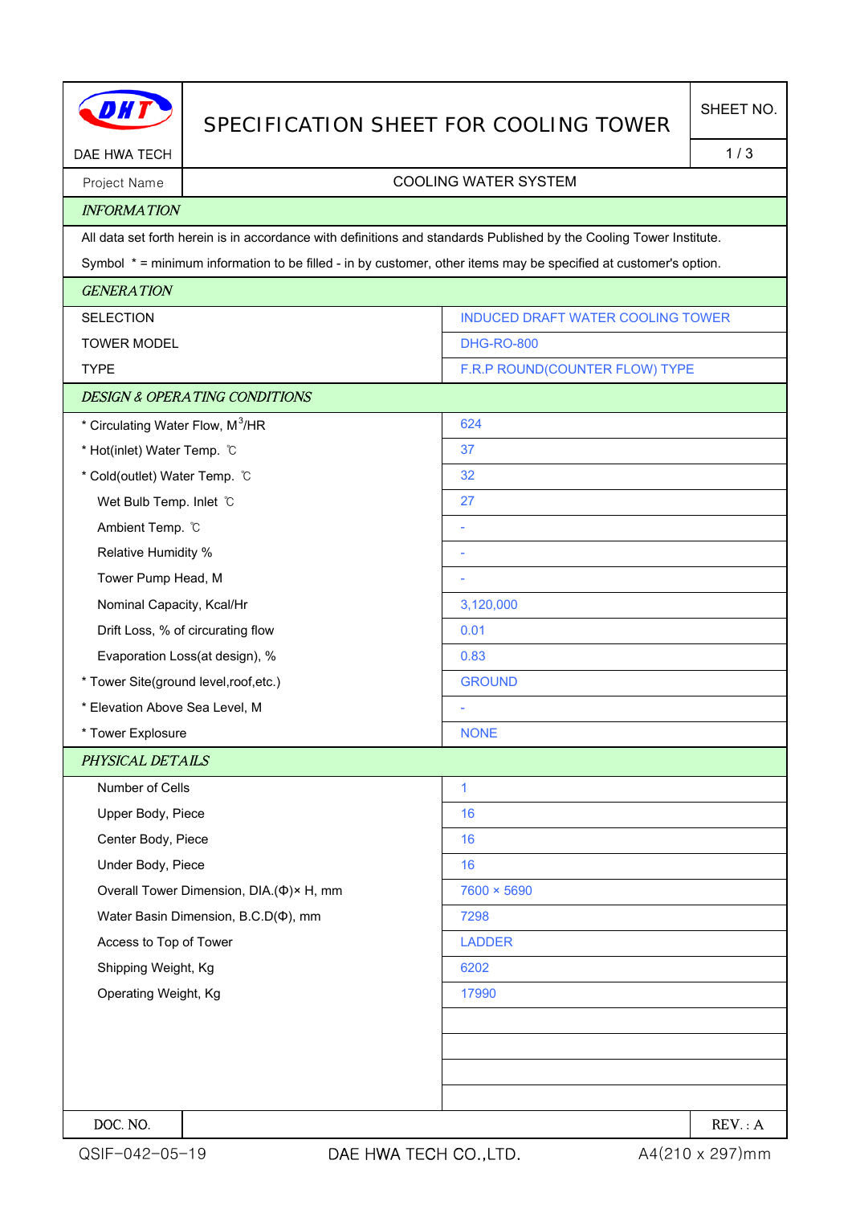# SPECIFICATION SHEET FOR COOLING TOWER

DAE HWA TECH

SHEET NO. 1 / 3

| Project Name | COOLING WATER SYSTEM |
|---|---|

## *INFORMATION*

All data set forth herein is in accordance with definitions and standards Published by the Cooling Tower Institute.

Symbol * = minimum information to be filled - in by customer, other items may be specified at customer's option.

## *GENERATION*

| | |
|---|---|
| SELECTION | INDUCED DRAFT WATER COOLING TOWER |
| TOWER MODEL | DHG-RO-800 |
| TYPE | F.R.P ROUND(COUNTER FLOW) TYPE |

## *DESIGN & OPERATING CONDITIONS*

| | |
|---|---|
| * Circulating Water Flow, $M^3$/HR | 624 |
| * Hot(inlet) Water Temp. ℃ | 37 |
| * Cold(outlet) Water Temp. ℃ | 32 |
| Wet Bulb Temp. Inlet ℃ | 27 |
| Ambient Temp. ℃ | - |
| Relative Humidity % | - |
| Tower Pump Head, M | - |
| Nominal Capacity, Kcal/Hr | 3,120,000 |
| Drift Loss, % of circurating flow | 0.01 |
| Evaporation Loss(at design), % | 0.83 |
| * Tower Site(ground level,roof,etc.) | GROUND |
| * Elevation Above Sea Level, M | - |
| * Tower Explosure | NONE |

## *PHYSICAL DETAILS*

| | |
|---|---|
| Number of Cells | 1 |
| Upper Body, Piece | 16 |
| Center Body, Piece | 16 |
| Under Body, Piece | 16 |
| Overall Tower Dimension, DIA.(Φ)× H, mm | 7600 × 5690 |
| Water Basin Dimension, B.C.D(Φ), mm | 7298 |
| Access to Top of Tower | LADDER |
| Shipping Weight, Kg | 6202 |
| Operating Weight, Kg | 17990 |

| DOC. NO. | | REV. : A |
|---|---|---|

QSIF-042-05-19 DAE HWA TECH CO.,LTD. A4(210 x 297)mm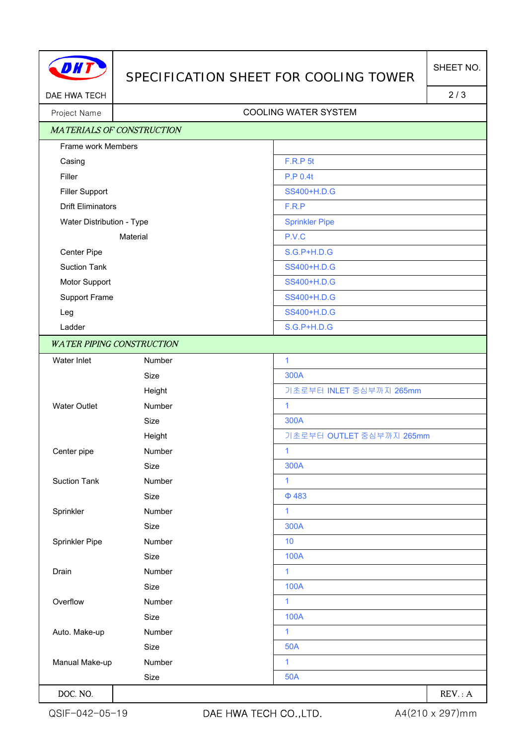DAE HWA TECH

# SPECIFICATION SHEET FOR COOLING TOWER

| Project Name | COOLING WATER SYSTEM |
|---|---|

## *MATERIALS OF CONSTRUCTION*

| Item | Material |
|---|---|
| Frame work Members | |
| Casing | F.R.P 5t |
| Filler | P.P 0.4t |
| Filler Support | SS400+H.D.G |
| Drift Eliminators | F.R.P |
| Water Distribution - Type | Sprinkler Pipe |
| Material | P.V.C |
| Center Pipe | S.G.P+H.D.G |
| Suction Tank | SS400+H.D.G |
| Motor Support | SS400+H.D.G |
| Support Frame | SS400+H.D.G |
| Leg | SS400+H.D.G |
| Ladder | S.G.P+H.D.G |

## *WATER PIPING CONSTRUCTION*

| Item | | Value |
|---|---|---|
| Water Inlet | Number | 1 |
| | Size | 300A |
| | Height | 기초로부터 INLET 중심부까지 265mm |
| Water Outlet | Number | 1 |
| | Size | 300A |
| | Height | 기초로부터 OUTLET 중심부까지 265mm |
| Center pipe | Number | 1 |
| | Size | 300A |
| Suction Tank | Number | 1 |
| | Size | Φ 483 |
| Sprinkler | Number | 1 |
| | Size | 300A |
| Sprinkler Pipe | Number | 10 |
| | Size | 100A |
| Drain | Number | 1 |
| | Size | 100A |
| Overflow | Number | 1 |
| | Size | 100A |
| Auto. Make-up | Number | 1 |
| | Size | 50A |
| Manual Make-up | Number | 1 |
| | Size | 50A |

| DOC. NO. | | REV. : A |
|---|---|---|

QSIF-042-05-19 DAE HWA TECH CO.,LTD. A4(210 x 297)mm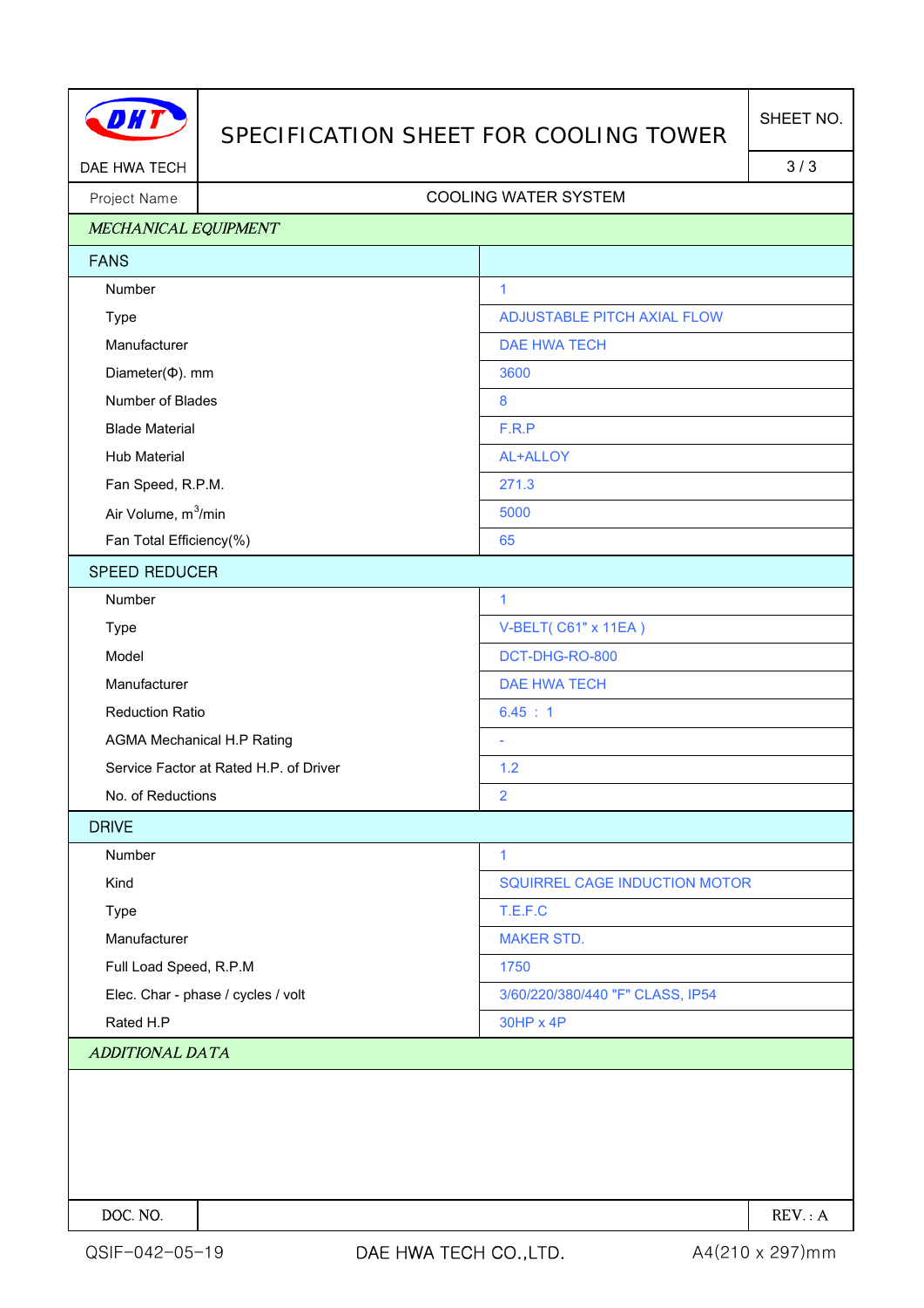# SPECIFICATION SHEET FOR COOLING TOWER

DAE HWA TECH

SHEET NO. 3 / 3

| | |
|---|---|
| Project Name | COOLING WATER SYSTEM |

## *MECHANICAL EQUIPMENT*

| FANS | |
|---|---|
| Number | 1 |
| Type | ADJUSTABLE PITCH AXIAL FLOW |
| Manufacturer | DAE HWA TECH |
| Diameter(Φ). mm | 3600 |
| Number of Blades | 8 |
| Blade Material | F.R.P |
| Hub Material | AL+ALLOY |
| Fan Speed, R.P.M. | 271.3 |
| Air Volume, $m^3$/min | 5000 |
| Fan Total Efficiency(%) | 65 |

| SPEED REDUCER | |
|---|---|
| Number | 1 |
| Type | V-BELT( C61" x 11EA ) |
| Model | DCT-DHG-RO-800 |
| Manufacturer | DAE HWA TECH |
| Reduction Ratio | 6.45 : 1 |
| AGMA Mechanical H.P Rating | - |
| Service Factor at Rated H.P. of Driver | 1.2 |
| No. of Reductions | 2 |

| DRIVE | |
|---|---|
| Number | 1 |
| Kind | SQUIRREL CAGE INDUCTION MOTOR |
| Type | T.E.F.C |
| Manufacturer | MAKER STD. |
| Full Load Speed, R.P.M | 1750 |
| Elec. Char - phase / cycles / volt | 3/60/220/380/440 "F" CLASS, IP54 |
| Rated H.P | 30HP x 4P |

## *ADDITIONAL DATA*

| | | |
|---|---|---|
| DOC. NO. | | REV. : A |

QSIF-042-05-19 DAE HWA TECH CO.,LTD. A4(210 x 297)mm